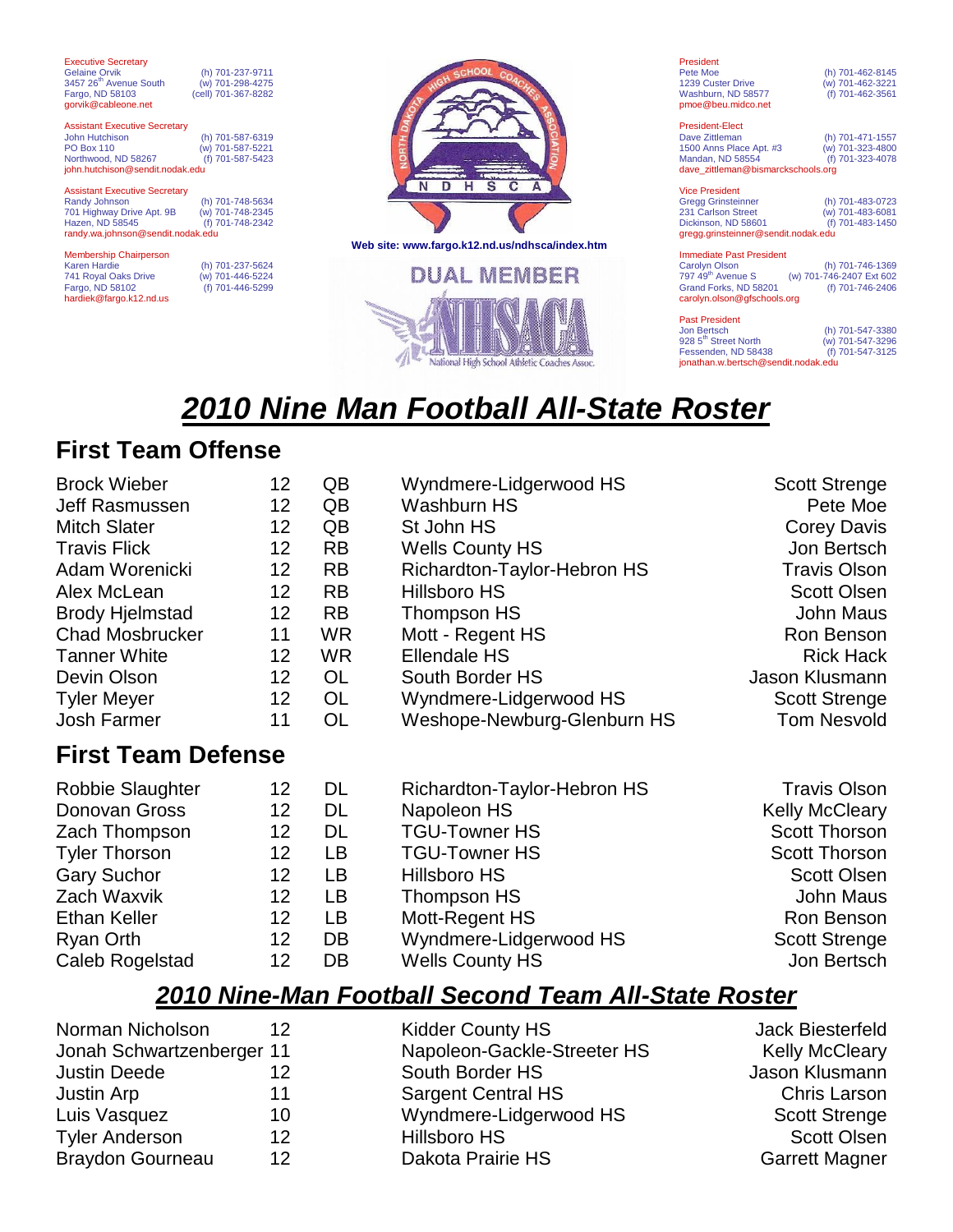Executive Secretary
Gelaine Orvik
3457 26th Avenue South
Fargo, ND 58103
gorvik@cableone.net
(h) 701-237-9711
(w) 701-298-4275
(cell) 701-367-8282

Assistant Executive Secretary
John Hutchison
PO Box 110
Northwood, ND 58267
john.hutchison@sendit.nodak.edu
(h) 701-587-6319
(w) 701-587-5221
(f) 701-587-5423

Assistant Executive Secretary
Randy Johnson
701 Highway Drive Apt. 9B
Hazen, ND 58545
randy.wa.johnson@sendit.nodak.edu
(h) 701-748-5634
(w) 701-748-2345
(f) 701-748-2342

Membership Chairperson
Karen Hardie
741 Royal Oaks Drive
Fargo, ND 58102
hardiek@fargo.k12.nd.us
(h) 701-237-5624
(w) 701-446-5224
(f) 701-446-5299

NORTH DAKOTA HIGH SCHOOL COACHES ASSOCIATION
N D H S C A

Web site: www.fargo.k12.nd.us/ndhsca/index.htm

DUAL MEMBER
NHSACA
National High School Athletic Coaches Assoc.

President
Pete Moe
1239 Custer Drive
Washburn, ND 58577
pmoe@beu.midco.net
(h) 701-462-8145
(w) 701-462-3221
(f) 701-462-3561

President-Elect
Dave Zittleman
1500 Anns Place Apt. #3
Mandan, ND 58554
dave_zittleman@bismarckschools.org
(h) 701-471-1557
(w) 701-323-4800
(f) 701-323-4078

Vice President
Gregg Grinsteinner
231 Carlson Street
Dickinson, ND 58601
gregg.grinsteinner@sendit.nodak.edu
(h) 701-483-0723
(w) 701-483-6081
(f) 701-483-1450

Immediate Past President
Carolyn Olson
797 49th Avenue S
Grand Forks, ND 58201
carolyn.olson@gfschools.org
(h) 701-746-1369
(w) 701-746-2407 Ext 602
(f) 701-746-2406

Past President
Jon Bertsch
928 5th Street North
Fessenden, ND 58438
jonathan.w.bertsch@sendit.nodak.edu
(h) 701-547-3380
(w) 701-547-3296
(f) 701-547-3125

# *2010 Nine Man Football All-State Roster*

## First Team Offense

| | | | | |
|---|---|---|---|---|
| Brock Wieber | 12 | QB | Wyndmere-Lidgerwood HS | Scott Strenge |
| Jeff Rasmussen | 12 | QB | Washburn HS | Pete Moe |
| Mitch Slater | 12 | QB | St John HS | Corey Davis |
| Travis Flick | 12 | RB | Wells County HS | Jon Bertsch |
| Adam Worenicki | 12 | RB | Richardton-Taylor-Hebron HS | Travis Olson |
| Alex McLean | 12 | RB | Hillsboro HS | Scott Olsen |
| Brody Hjelmstad | 12 | RB | Thompson HS | John Maus |
| Chad Mosbrucker | 11 | WR | Mott - Regent HS | Ron Benson |
| Tanner White | 12 | WR | Ellendale HS | Rick Hack |
| Devin Olson | 12 | OL | South Border HS | Jason Klusmann |
| Tyler Meyer | 12 | OL | Wyndmere-Lidgerwood HS | Scott Strenge |
| Josh Farmer | 11 | OL | Weshope-Newburg-Glenburn HS | Tom Nesvold |

## First Team Defense

| | | | | |
|---|---|---|---|---|
| Robbie Slaughter | 12 | DL | Richardton-Taylor-Hebron HS | Travis Olson |
| Donovan Gross | 12 | DL | Napoleon HS | Kelly McCleary |
| Zach Thompson | 12 | DL | TGU-Towner HS | Scott Thorson |
| Tyler Thorson | 12 | LB | TGU-Towner HS | Scott Thorson |
| Gary Suchor | 12 | LB | Hillsboro HS | Scott Olsen |
| Zach Waxvik | 12 | LB | Thompson HS | John Maus |
| Ethan Keller | 12 | LB | Mott-Regent HS | Ron Benson |
| Ryan Orth | 12 | DB | Wyndmere-Lidgerwood HS | Scott Strenge |
| Caleb Rogelstad | 12 | DB | Wells County HS | Jon Bertsch |

## *2010 Nine-Man Football Second Team All-State Roster*

| | | | |
|---|---|---|---|
| Norman Nicholson | 12 | Kidder County HS | Jack Biesterfeld |
| Jonah Schwartzenberger | 11 | Napoleon-Gackle-Streeter HS | Kelly McCleary |
| Justin Deede | 12 | South Border HS | Jason Klusmann |
| Justin Arp | 11 | Sargent Central HS | Chris Larson |
| Luis Vasquez | 10 | Wyndmere-Lidgerwood HS | Scott Strenge |
| Tyler Anderson | 12 | Hillsboro HS | Scott Olsen |
| Braydon Gourneau | 12 | Dakota Prairie HS | Garrett Magner |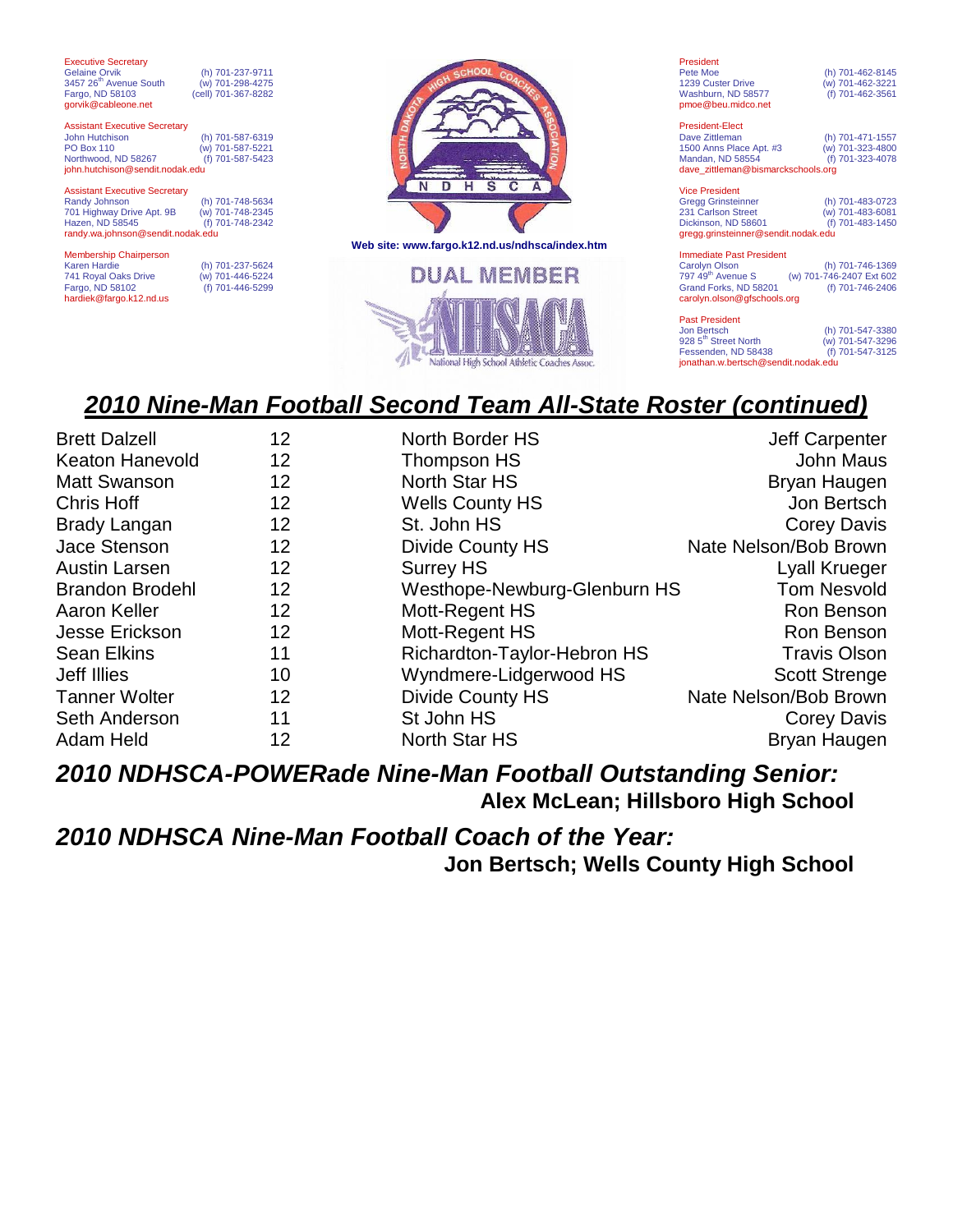Executive Secretary
Gelaine Orvik (h) 701-237-9711
3457 26th Avenue South (w) 701-298-4275
Fargo, ND 58103 (cell) 701-367-8282
gorvik@cableone.net

Assistant Executive Secretary
John Hutchison (h) 701-587-6319
PO Box 110 (w) 701-587-5221
Northwood, ND 58267 (f) 701-587-5423
john.hutchison@sendit.nodak.edu

Assistant Executive Secretary
Randy Johnson (h) 701-748-5634
701 Highway Drive Apt. 9B (w) 701-748-2345
Hazen, ND 58545 (f) 701-748-2342
randy.wa.johnson@sendit.nodak.edu

Membership Chairperson
Karen Hardie (h) 701-237-5624
741 Royal Oaks Drive (w) 701-446-5224
Fargo, ND 58102 (f) 701-446-5299
hardiek@fargo.k12.nd.us

NORTH DAKOTA HIGH SCHOOL COACHES ASSOCIATION
N D H S C A

**Web site: www.fargo.k12.nd.us/ndhsca/index.htm**

DUAL MEMBER
NHSACA
National High School Athletic Coaches Assoc.

President
Pete Moe (h) 701-462-8145
1239 Custer Drive (w) 701-462-3221
Washburn, ND 58577 (f) 701-462-3561
pmoe@beu.midco.net

President-Elect
Dave Zittleman (h) 701-471-1557
1500 Anns Place Apt. #3 (w) 701-323-4800
Mandan, ND 58554 (f) 701-323-4078
dave_zittleman@bismarckschools.org

Vice President
Gregg Grinsteinner (h) 701-483-0723
231 Carlson Street (w) 701-483-6081
Dickinson, ND 58601 (f) 701-483-1450
gregg.grinsteinner@sendit.nodak.edu

Immediate Past President
Carolyn Olson (h) 701-746-1369
797 49th Avenue S (w) 701-746-2407 Ext 602
Grand Forks, ND 58201 (f) 701-746-2406
carolyn.olson@gfschools.org

Past President
Jon Bertsch (h) 701-547-3380
928 5th Street North (w) 701-547-3296
Fessenden, ND 58438 (f) 701-547-3125
jonathan.w.bertsch@sendit.nodak.edu

## *2010 Nine-Man Football Second Team All-State Roster (continued)*

| | | | |
|---|---|---|---|
| Brett Dalzell | 12 | North Border HS | Jeff Carpenter |
| Keaton Hanevold | 12 | Thompson HS | John Maus |
| Matt Swanson | 12 | North Star HS | Bryan Haugen |
| Chris Hoff | 12 | Wells County HS | Jon Bertsch |
| Brady Langan | 12 | St. John HS | Corey Davis |
| Jace Stenson | 12 | Divide County HS | Nate Nelson/Bob Brown |
| Austin Larsen | 12 | Surrey HS | Lyall Krueger |
| Brandon Brodehl | 12 | Westhope-Newburg-Glenburn HS | Tom Nesvold |
| Aaron Keller | 12 | Mott-Regent HS | Ron Benson |
| Jesse Erickson | 12 | Mott-Regent HS | Ron Benson |
| Sean Elkins | 11 | Richardton-Taylor-Hebron HS | Travis Olson |
| Jeff Illies | 10 | Wyndmere-Lidgerwood HS | Scott Strenge |
| Tanner Wolter | 12 | Divide County HS | Nate Nelson/Bob Brown |
| Seth Anderson | 11 | St John HS | Corey Davis |
| Adam Held | 12 | North Star HS | Bryan Haugen |

## *2010 NDHSCA-POWERade Nine-Man Football Outstanding Senior:*

**Alex McLean; Hillsboro High School**

## *2010 NDHSCA Nine-Man Football Coach of the Year:*

**Jon Bertsch; Wells County High School**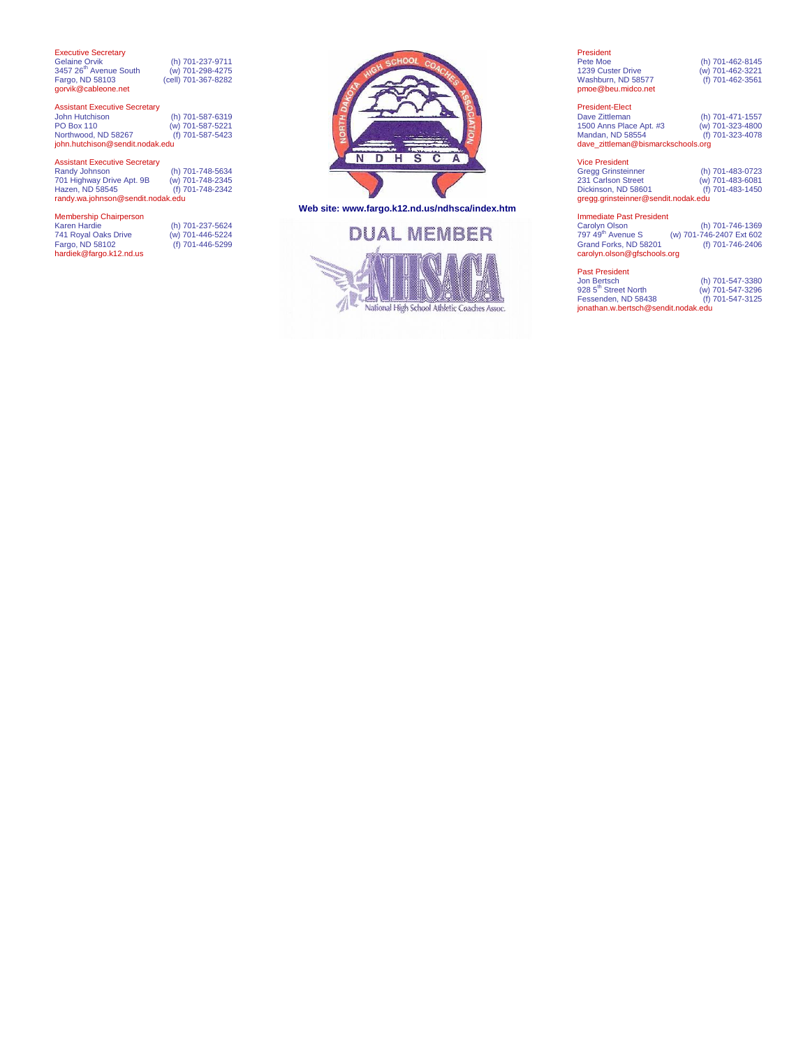**Executive Secretary**
Gelaine Orvik
3457 26th Avenue South
Fargo, ND 58103
gorvik@cableone.net
(h) 701-237-9711
(w) 701-298-4275
(cell) 701-367-8282

**Assistant Executive Secretary**
John Hutchison
PO Box 110
Northwood, ND 58267
john.hutchison@sendit.nodak.edu
(h) 701-587-6319
(w) 701-587-5221
(f) 701-587-5423

**Assistant Executive Secretary**
Randy Johnson
701 Highway Drive Apt. 9B
Hazen, ND 58545
randy.wa.johnson@sendit.nodak.edu
(h) 701-748-5634
(w) 701-748-2345
(f) 701-748-2342

**Membership Chairperson**
Karen Hardie
741 Royal Oaks Drive
Fargo, ND 58102
hardiek@fargo.k12.nd.us
(h) 701-237-5624
(w) 701-446-5224
(f) 701-446-5299

NORTH DAKOTA HIGH SCHOOL COACHES ASSOCIATION
N D H S C A

**Web site: www.fargo.k12.nd.us/ndhsca/index.htm**

DUAL MEMBER
NHSACA
National High School Athletic Coaches Assoc.

**President**
Pete Moe
1239 Custer Drive
Washburn, ND 58577
pmoe@beu.midco.net
(h) 701-462-8145
(w) 701-462-3221
(f) 701-462-3561

**President-Elect**
Dave Zittleman
1500 Anns Place Apt. #3
Mandan, ND 58554
dave_zittleman@bismarckschools.org
(h) 701-471-1557
(w) 701-323-4800
(f) 701-323-4078

**Vice President**
Gregg Grinsteinner
231 Carlson Street
Dickinson, ND 58601
gregg.grinsteinner@sendit.nodak.edu
(h) 701-483-0723
(w) 701-483-6081
(f) 701-483-1450

**Immediate Past President**
Carolyn Olson
797 49th Avenue S
Grand Forks, ND 58201
carolyn.olson@gfschools.org
(h) 701-746-1369
(w) 701-746-2407 Ext 602
(f) 701-746-2406

**Past President**
Jon Bertsch
928 5th Street North
Fessenden, ND 58438
jonathan.w.bertsch@sendit.nodak.edu
(h) 701-547-3380
(w) 701-547-3296
(f) 701-547-3125